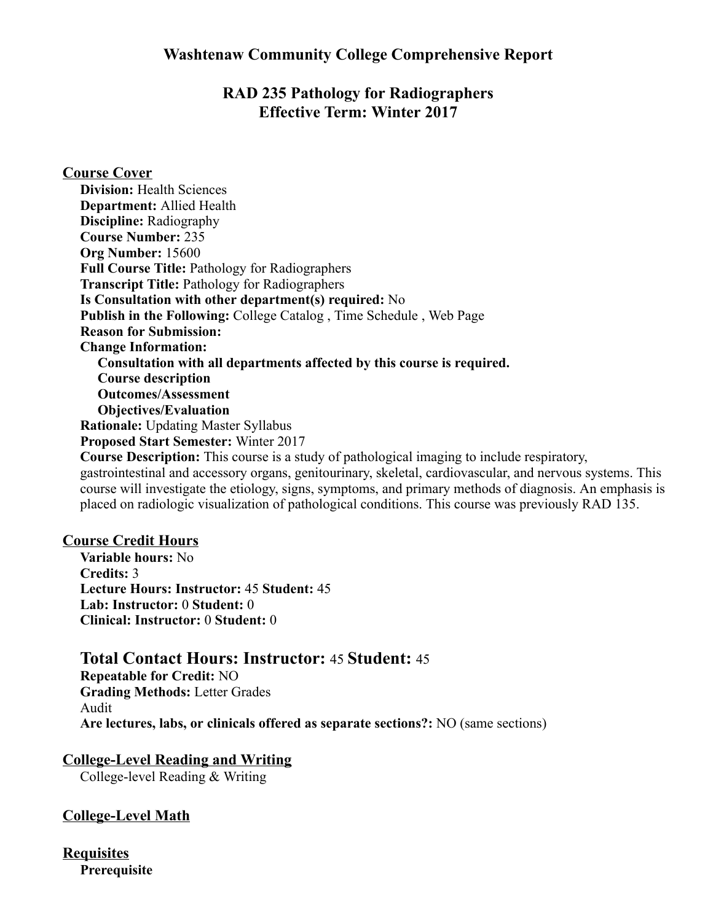# Washtenaw Community College Comprehensive Report

## RAD 235 Pathology for Radiographers
## Effective Term: Winter 2017

### Course Cover

**Division:** Health Sciences
**Department:** Allied Health
**Discipline:** Radiography
**Course Number:** 235
**Org Number:** 15600
**Full Course Title:** Pathology for Radiographers
**Transcript Title:** Pathology for Radiographers
**Is Consultation with other department(s) required:** No
**Publish in the Following:** College Catalog , Time Schedule , Web Page
**Reason for Submission:**
**Change Information:**

- **Consultation with all departments affected by this course is required.**
- **Course description**
- **Outcomes/Assessment**
- **Objectives/Evaluation**

**Rationale:** Updating Master Syllabus
**Proposed Start Semester:** Winter 2017
**Course Description:** This course is a study of pathological imaging to include respiratory, gastrointestinal and accessory organs, genitourinary, skeletal, cardiovascular, and nervous systems. This course will investigate the etiology, signs, symptoms, and primary methods of diagnosis. An emphasis is placed on radiologic visualization of pathological conditions. This course was previously RAD 135.

### Course Credit Hours

**Variable hours:** No
**Credits:** 3
**Lecture Hours: Instructor:** 45 **Student:** 45
**Lab: Instructor:** 0 **Student:** 0
**Clinical: Instructor:** 0 **Student:** 0

## Total Contact Hours: Instructor: 45 Student: 45

**Repeatable for Credit:** NO
**Grading Methods:** Letter Grades
Audit
**Are lectures, labs, or clinicals offered as separate sections?:** NO (same sections)

### College-Level Reading and Writing

College-level Reading & Writing

### College-Level Math

### Requisites

**Prerequisite**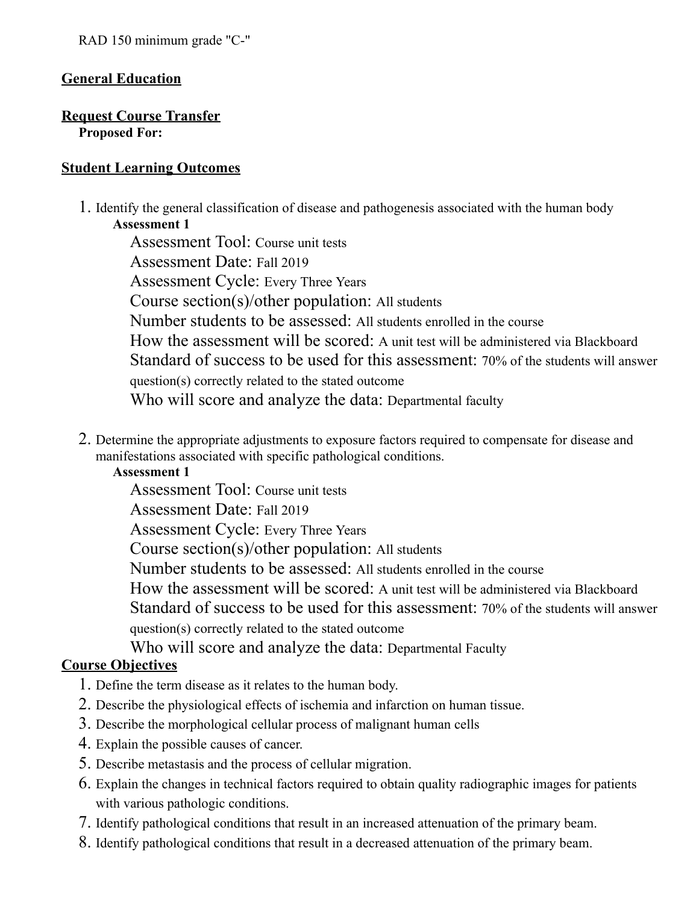RAD 150 minimum grade "C-"

## General Education

## Request Course Transfer

**Proposed For:**

## Student Learning Outcomes

1. Identify the general classification of disease and pathogenesis associated with the human body

   **Assessment 1**

   Assessment Tool: Course unit tests
   Assessment Date: Fall 2019
   Assessment Cycle: Every Three Years
   Course section(s)/other population: All students
   Number students to be assessed: All students enrolled in the course
   How the assessment will be scored: A unit test will be administered via Blackboard
   Standard of success to be used for this assessment: 70% of the students will answer question(s) correctly related to the stated outcome
   Who will score and analyze the data: Departmental faculty

2. Determine the appropriate adjustments to exposure factors required to compensate for disease and manifestations associated with specific pathological conditions.

   **Assessment 1**

   Assessment Tool: Course unit tests
   Assessment Date: Fall 2019
   Assessment Cycle: Every Three Years
   Course section(s)/other population: All students
   Number students to be assessed: All students enrolled in the course
   How the assessment will be scored: A unit test will be administered via Blackboard
   Standard of success to be used for this assessment: 70% of the students will answer question(s) correctly related to the stated outcome
   Who will score and analyze the data: Departmental Faculty

## Course Objectives

1. Define the term disease as it relates to the human body.
2. Describe the physiological effects of ischemia and infarction on human tissue.
3. Describe the morphological cellular process of malignant human cells
4. Explain the possible causes of cancer.
5. Describe metastasis and the process of cellular migration.
6. Explain the changes in technical factors required to obtain quality radiographic images for patients with various pathologic conditions.
7. Identify pathological conditions that result in an increased attenuation of the primary beam.
8. Identify pathological conditions that result in a decreased attenuation of the primary beam.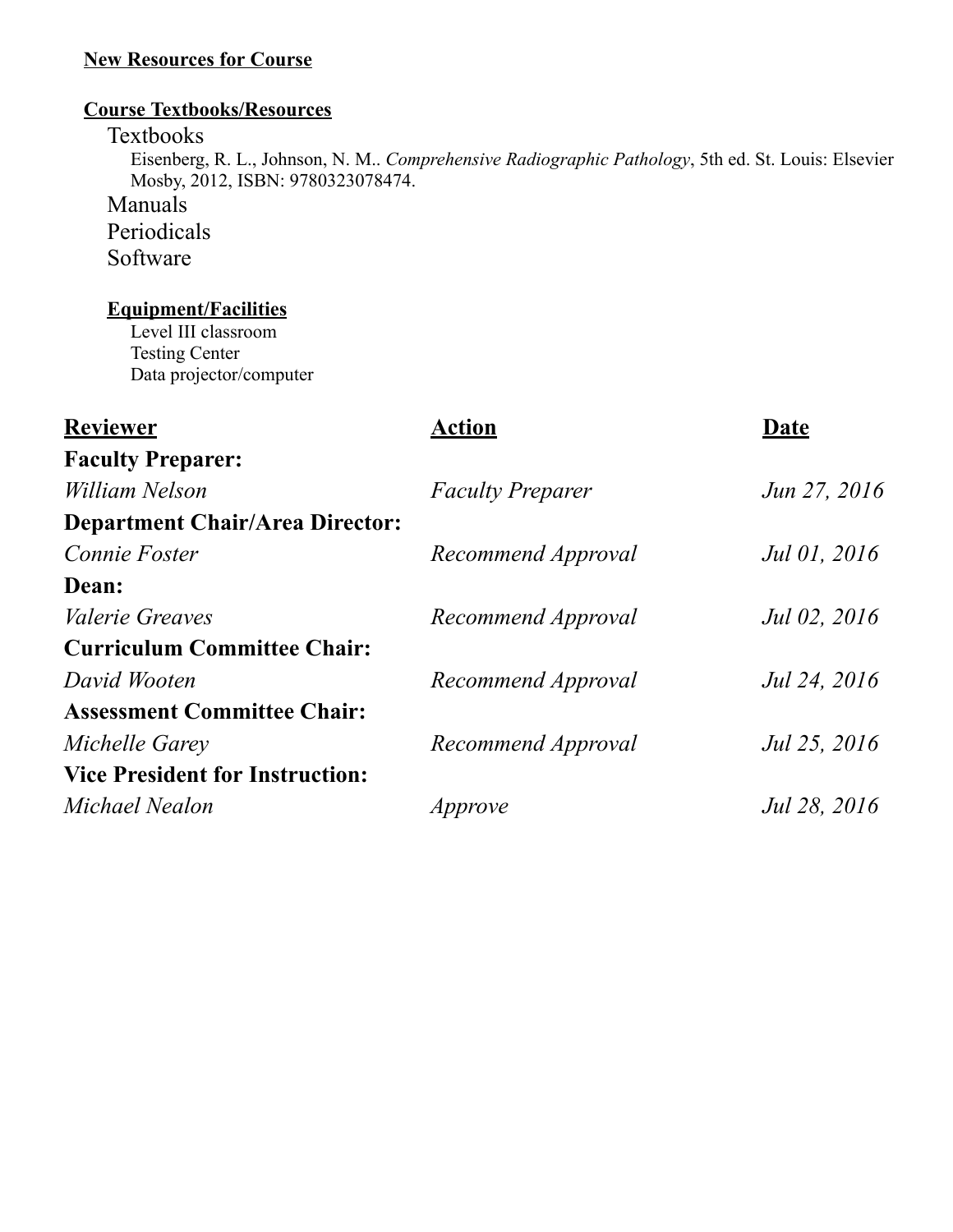**New Resources for Course**

**Course Textbooks/Resources**

Textbooks

Eisenberg, R. L., Johnson, N. M.. *Comprehensive Radiographic Pathology*, 5th ed. St. Louis: Elsevier Mosby, 2012, ISBN: 9780323078474.

Manuals

Periodicals

Software

**Equipment/Facilities**

Level III classroom
Testing Center
Data projector/computer

| Reviewer | Action | Date |
|---|---|---|
| **Faculty Preparer:** | | |
| *William Nelson* | *Faculty Preparer* | *Jun 27, 2016* |
| **Department Chair/Area Director:** | | |
| *Connie Foster* | *Recommend Approval* | *Jul 01, 2016* |
| **Dean:** | | |
| *Valerie Greaves* | *Recommend Approval* | *Jul 02, 2016* |
| **Curriculum Committee Chair:** | | |
| *David Wooten* | *Recommend Approval* | *Jul 24, 2016* |
| **Assessment Committee Chair:** | | |
| *Michelle Garey* | *Recommend Approval* | *Jul 25, 2016* |
| **Vice President for Instruction:** | | |
| *Michael Nealon* | *Approve* | *Jul 28, 2016* |